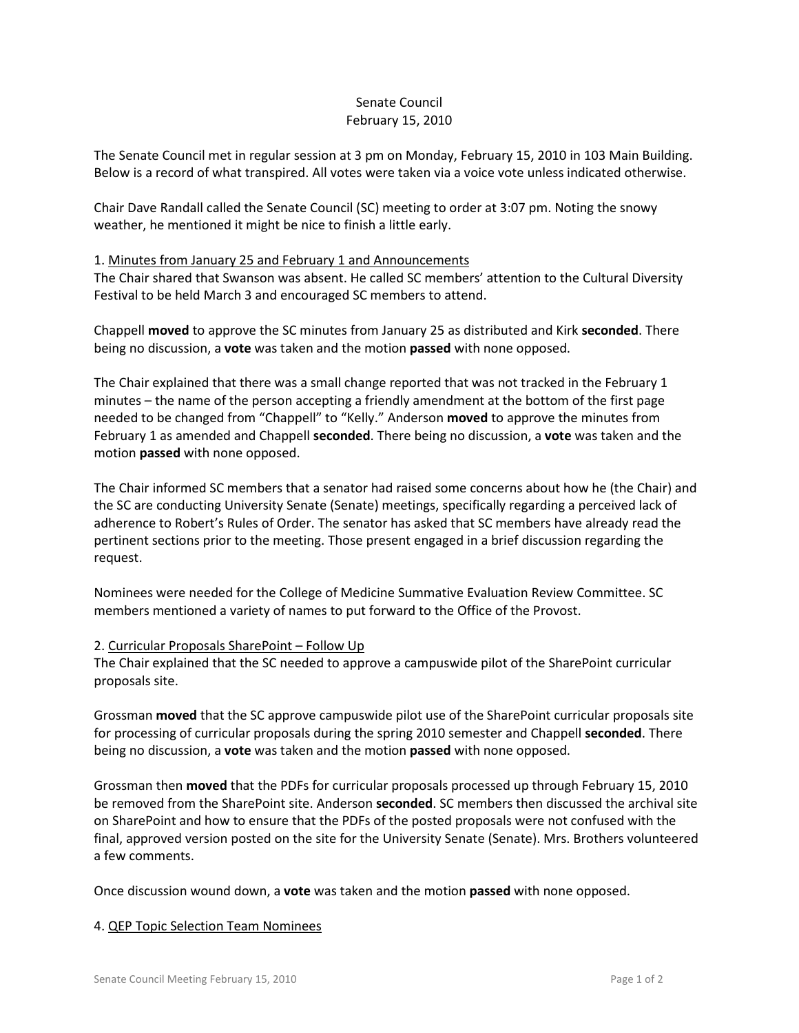# Senate Council
## February 15, 2010

The Senate Council met in regular session at 3 pm on Monday, February 15, 2010 in 103 Main Building. Below is a record of what transpired. All votes were taken via a voice vote unless indicated otherwise.

Chair Dave Randall called the Senate Council (SC) meeting to order at 3:07 pm. Noting the snowy weather, he mentioned it might be nice to finish a little early.

1. Minutes from January 25 and February 1 and Announcements

The Chair shared that Swanson was absent. He called SC members' attention to the Cultural Diversity Festival to be held March 3 and encouraged SC members to attend.

Chappell **moved** to approve the SC minutes from January 25 as distributed and Kirk **seconded**. There being no discussion, a **vote** was taken and the motion **passed** with none opposed.

The Chair explained that there was a small change reported that was not tracked in the February 1 minutes – the name of the person accepting a friendly amendment at the bottom of the first page needed to be changed from "Chappell" to "Kelly." Anderson **moved** to approve the minutes from February 1 as amended and Chappell **seconded**. There being no discussion, a **vote** was taken and the motion **passed** with none opposed.

The Chair informed SC members that a senator had raised some concerns about how he (the Chair) and the SC are conducting University Senate (Senate) meetings, specifically regarding a perceived lack of adherence to Robert's Rules of Order. The senator has asked that SC members have already read the pertinent sections prior to the meeting. Those present engaged in a brief discussion regarding the request.

Nominees were needed for the College of Medicine Summative Evaluation Review Committee. SC members mentioned a variety of names to put forward to the Office of the Provost.

2. Curricular Proposals SharePoint – Follow Up

The Chair explained that the SC needed to approve a campuswide pilot of the SharePoint curricular proposals site.

Grossman **moved** that the SC approve campuswide pilot use of the SharePoint curricular proposals site for processing of curricular proposals during the spring 2010 semester and Chappell **seconded**. There being no discussion, a **vote** was taken and the motion **passed** with none opposed.

Grossman then **moved** that the PDFs for curricular proposals processed up through February 15, 2010 be removed from the SharePoint site. Anderson **seconded**. SC members then discussed the archival site on SharePoint and how to ensure that the PDFs of the posted proposals were not confused with the final, approved version posted on the site for the University Senate (Senate). Mrs. Brothers volunteered a few comments.

Once discussion wound down, a **vote** was taken and the motion **passed** with none opposed.

4. QEP Topic Selection Team Nominees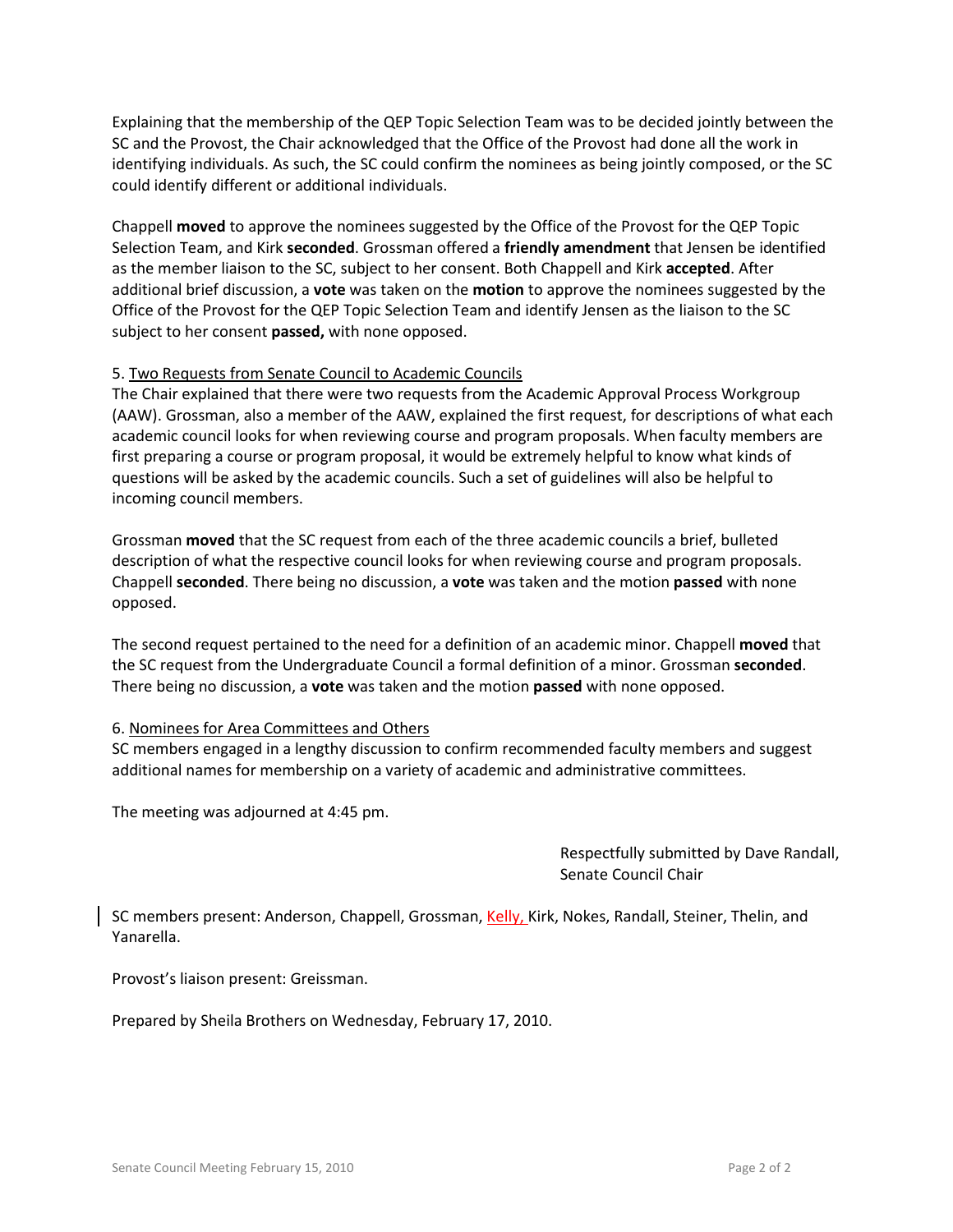Explaining that the membership of the QEP Topic Selection Team was to be decided jointly between the SC and the Provost, the Chair acknowledged that the Office of the Provost had done all the work in identifying individuals. As such, the SC could confirm the nominees as being jointly composed, or the SC could identify different or additional individuals.

Chappell **moved** to approve the nominees suggested by the Office of the Provost for the QEP Topic Selection Team, and Kirk **seconded**. Grossman offered a **friendly amendment** that Jensen be identified as the member liaison to the SC, subject to her consent. Both Chappell and Kirk **accepted**. After additional brief discussion, a **vote** was taken on the **motion** to approve the nominees suggested by the Office of the Provost for the QEP Topic Selection Team and identify Jensen as the liaison to the SC subject to her consent **passed,** with none opposed.

5. Two Requests from Senate Council to Academic Councils

The Chair explained that there were two requests from the Academic Approval Process Workgroup (AAW). Grossman, also a member of the AAW, explained the first request, for descriptions of what each academic council looks for when reviewing course and program proposals. When faculty members are first preparing a course or program proposal, it would be extremely helpful to know what kinds of questions will be asked by the academic councils. Such a set of guidelines will also be helpful to incoming council members.

Grossman **moved** that the SC request from each of the three academic councils a brief, bulleted description of what the respective council looks for when reviewing course and program proposals. Chappell **seconded**. There being no discussion, a **vote** was taken and the motion **passed** with none opposed.

The second request pertained to the need for a definition of an academic minor. Chappell **moved** that the SC request from the Undergraduate Council a formal definition of a minor. Grossman **seconded**. There being no discussion, a **vote** was taken and the motion **passed** with none opposed.

6. Nominees for Area Committees and Others

SC members engaged in a lengthy discussion to confirm recommended faculty members and suggest additional names for membership on a variety of academic and administrative committees.

The meeting was adjourned at 4:45 pm.

Respectfully submitted by Dave Randall,
Senate Council Chair

SC members present: Anderson, Chappell, Grossman, Kelly, Kirk, Nokes, Randall, Steiner, Thelin, and Yanarella.

Provost's liaison present: Greissman.

Prepared by Sheila Brothers on Wednesday, February 17, 2010.